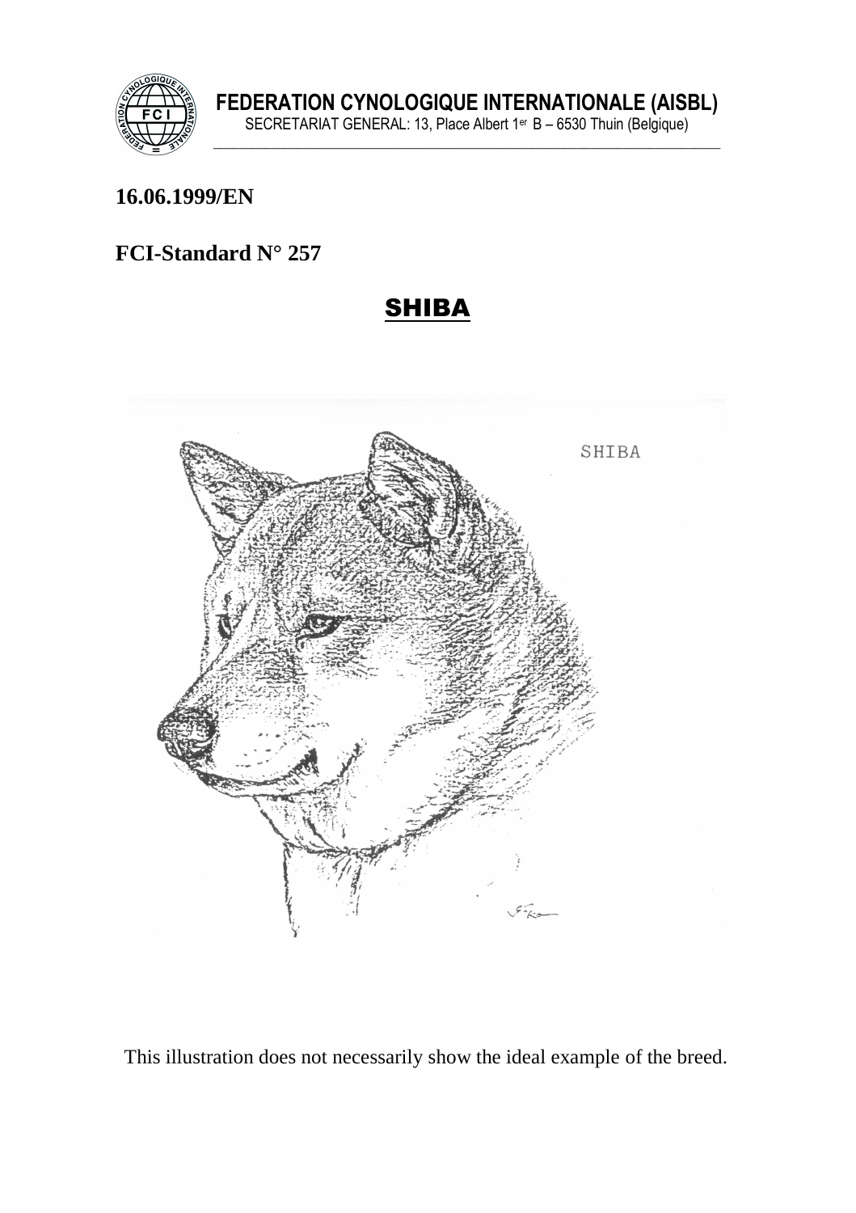**FEDERATION CYNOLOGIQUE INTERNATIONALE (AISBL)**
SECRETARIAT GENERAL: 13, Place Albert 1er B – 6530 Thuin (Belgique)

**16.06.1999/EN**

**FCI-Standard N° 257**

# SHIBA

This illustration does not necessarily show the ideal example of the breed.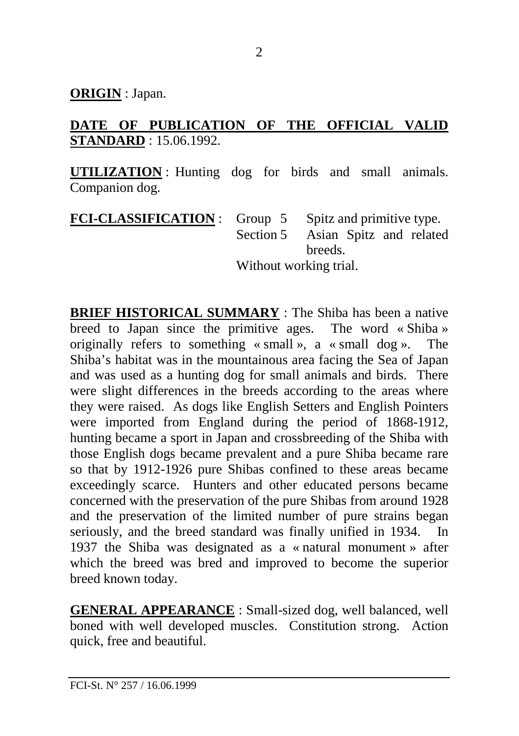**ORIGIN** : Japan.

**DATE OF PUBLICATION OF THE OFFICIAL VALID STANDARD** : 15.06.1992.

**UTILIZATION** : Hunting dog for birds and small animals. Companion dog.

**FCI-CLASSIFICATION** : Group 5 Spitz and primitive type.
Section 5 Asian Spitz and related breeds.
Without working trial.

**BRIEF HISTORICAL SUMMARY** : The Shiba has been a native breed to Japan since the primitive ages. The word « Shiba » originally refers to something « small », a « small dog ». The Shiba's habitat was in the mountainous area facing the Sea of Japan and was used as a hunting dog for small animals and birds. There were slight differences in the breeds according to the areas where they were raised. As dogs like English Setters and English Pointers were imported from England during the period of 1868-1912, hunting became a sport in Japan and crossbreeding of the Shiba with those English dogs became prevalent and a pure Shiba became rare so that by 1912-1926 pure Shibas confined to these areas became exceedingly scarce. Hunters and other educated persons became concerned with the preservation of the pure Shibas from around 1928 and the preservation of the limited number of pure strains began seriously, and the breed standard was finally unified in 1934. In 1937 the Shiba was designated as a « natural monument » after which the breed was bred and improved to become the superior breed known today.

**GENERAL APPEARANCE** : Small-sized dog, well balanced, well boned with well developed muscles. Constitution strong. Action quick, free and beautiful.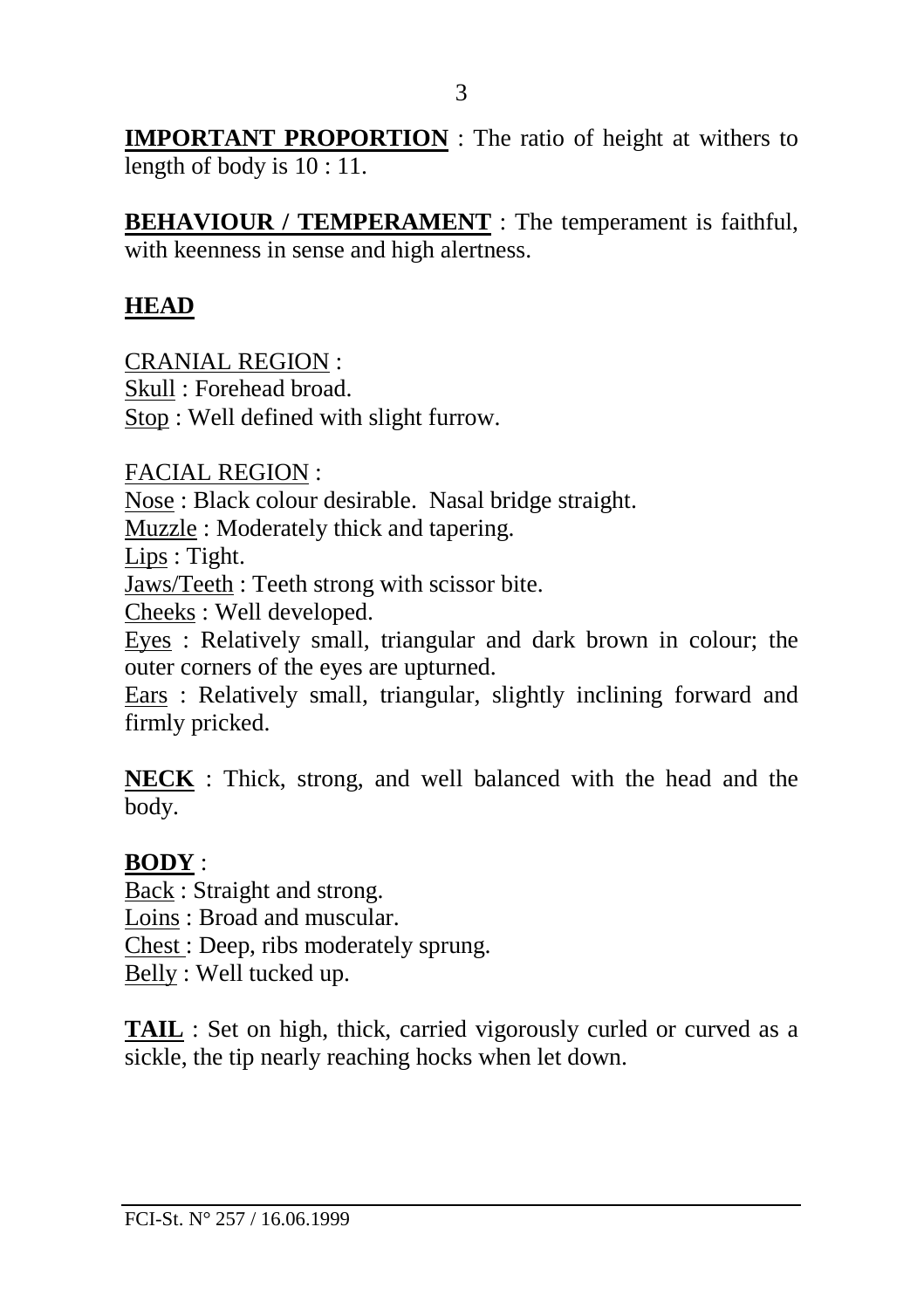**IMPORTANT PROPORTION** : The ratio of height at withers to length of body is 10 : 11.

**BEHAVIOUR / TEMPERAMENT** : The temperament is faithful, with keenness in sense and high alertness.

## HEAD

CRANIAL REGION :
Skull : Forehead broad.
Stop : Well defined with slight furrow.

FACIAL REGION :
Nose : Black colour desirable. Nasal bridge straight.
Muzzle : Moderately thick and tapering.
Lips : Tight.
Jaws/Teeth : Teeth strong with scissor bite.
Cheeks : Well developed.
Eyes : Relatively small, triangular and dark brown in colour; the outer corners of the eyes are upturned.
Ears : Relatively small, triangular, slightly inclining forward and firmly pricked.

**NECK** : Thick, strong, and well balanced with the head and the body.

**BODY** :
Back : Straight and strong.
Loins : Broad and muscular.
Chest : Deep, ribs moderately sprung.
Belly : Well tucked up.

**TAIL** : Set on high, thick, carried vigorously curled or curved as a sickle, the tip nearly reaching hocks when let down.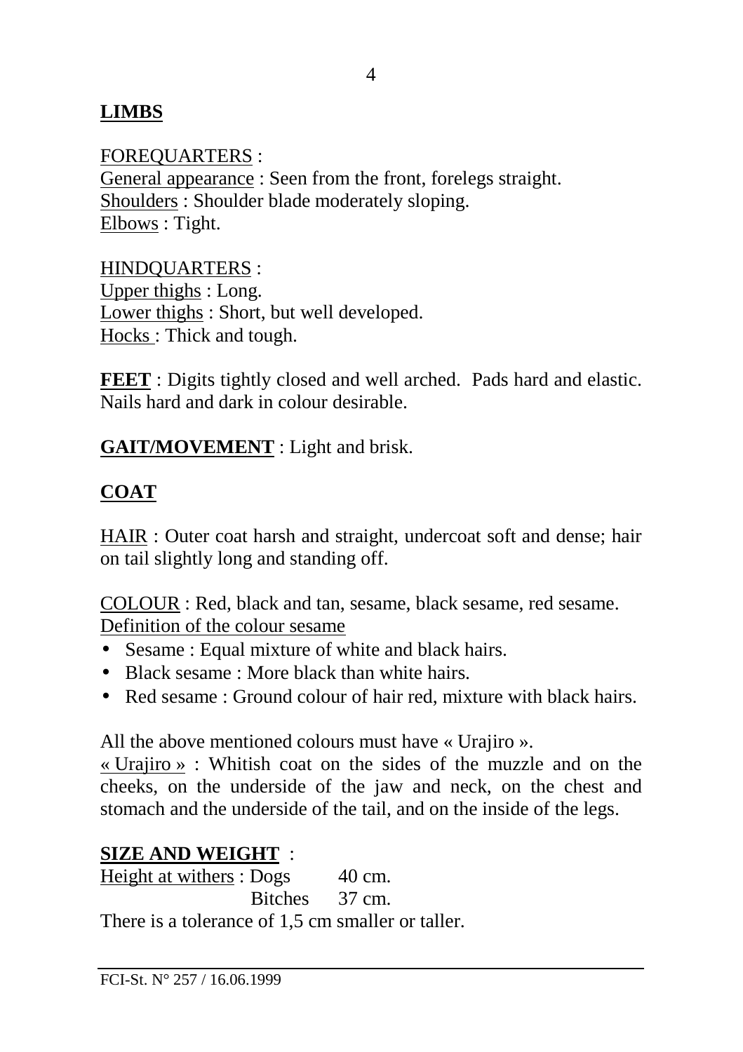## LIMBS

FOREQUARTERS :
General appearance : Seen from the front, forelegs straight.
Shoulders : Shoulder blade moderately sloping.
Elbows : Tight.

HINDQUARTERS :
Upper thighs : Long.
Lower thighs : Short, but well developed.
Hocks : Thick and tough.

**FEET** : Digits tightly closed and well arched. Pads hard and elastic. Nails hard and dark in colour desirable.

**GAIT/MOVEMENT** : Light and brisk.

## COAT

HAIR : Outer coat harsh and straight, undercoat soft and dense; hair on tail slightly long and standing off.

COLOUR : Red, black and tan, sesame, black sesame, red sesame.
Definition of the colour sesame

- Sesame : Equal mixture of white and black hairs.
- Black sesame : More black than white hairs.
- Red sesame : Ground colour of hair red, mixture with black hairs.

All the above mentioned colours must have « Urajiro ».
« Urajiro » : Whitish coat on the sides of the muzzle and on the cheeks, on the underside of the jaw and neck, on the chest and stomach and the underside of the tail, and on the inside of the legs.

**SIZE AND WEIGHT** :
Height at withers : Dogs 40 cm.
Bitches 37 cm.
There is a tolerance of 1,5 cm smaller or taller.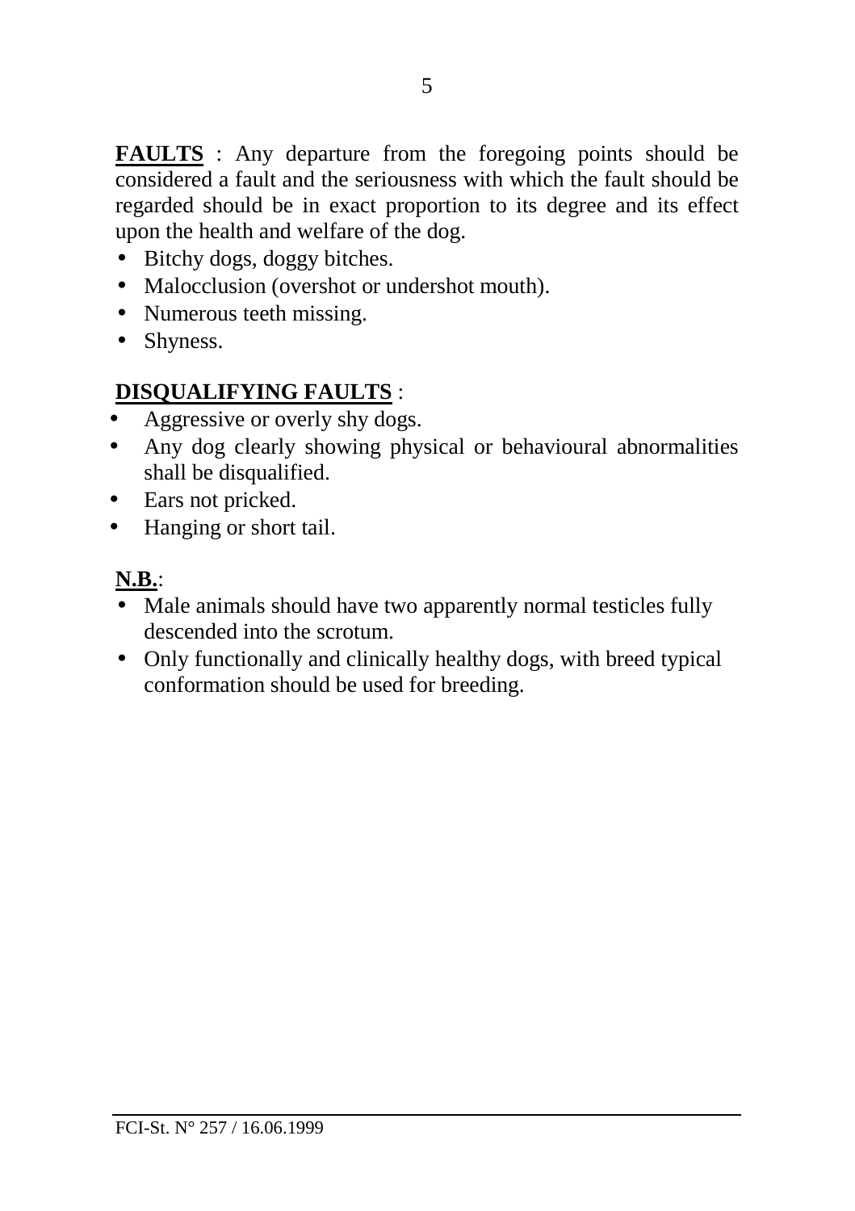**FAULTS** : Any departure from the foregoing points should be considered a fault and the seriousness with which the fault should be regarded should be in exact proportion to its degree and its effect upon the health and welfare of the dog.

- Bitchy dogs, doggy bitches.
- Malocclusion (overshot or undershot mouth).
- Numerous teeth missing.
- Shyness.

**DISQUALIFYING FAULTS** :

- Aggressive or overly shy dogs.
- Any dog clearly showing physical or behavioural abnormalities shall be disqualified.
- Ears not pricked.
- Hanging or short tail.

**N.B.**:

- Male animals should have two apparently normal testicles fully descended into the scrotum.
- Only functionally and clinically healthy dogs, with breed typical conformation should be used for breeding.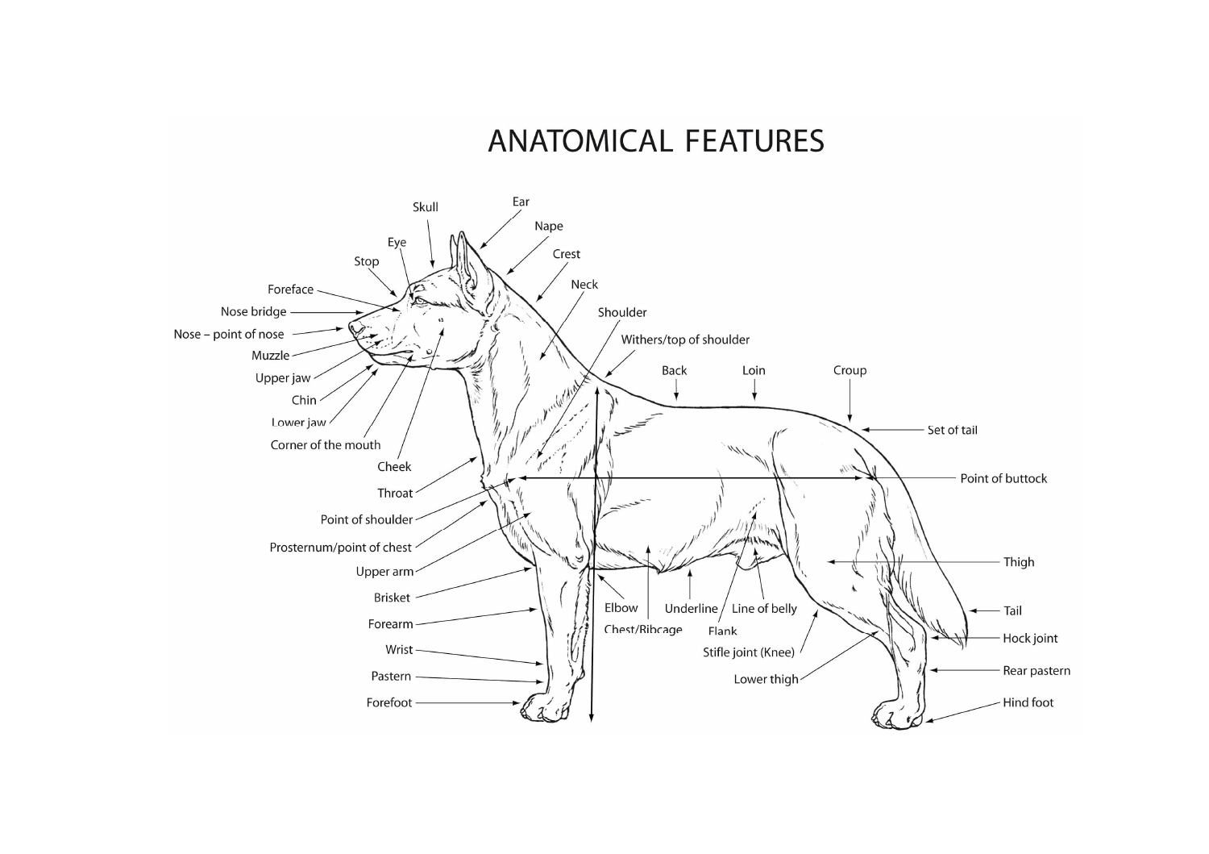# ANATOMICAL FEATURES

Skull
Ear
Nape
Eye
Stop
Crest
Neck
Foreface
Nose bridge
Nose – point of nose
Shoulder
Withers/top of shoulder
Muzzle
Upper jaw
Back
Loin
Croup
Chin
Lower jaw
Set of tail
Corner of the mouth
Cheek
Point of buttock
Throat
Point of shoulder
Prosternum/point of chest
Thigh
Upper arm
Brisket
Elbow
Underline
Line of belly
Tail
Forearm
Chest/Ribcage
Flank
Hock joint
Wrist
Stifle joint (Knee)
Rear pastern
Pastern
Lower thigh
Forefoot
Hind foot